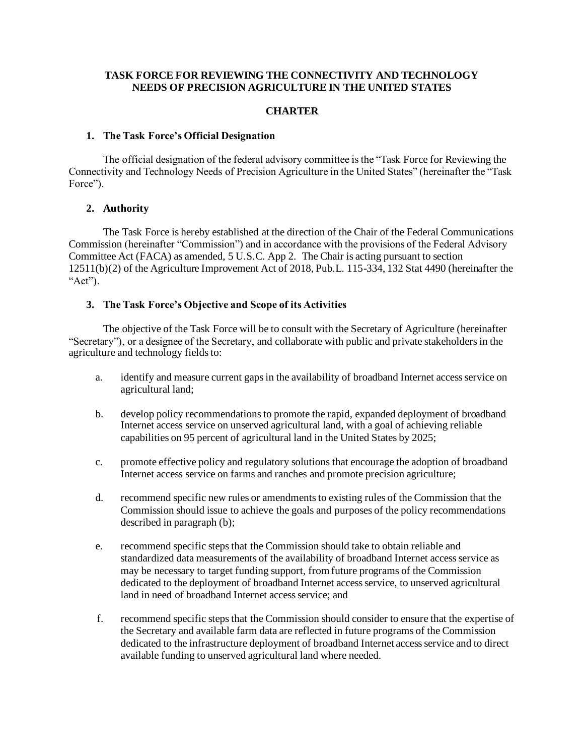# TASK FORCE FOR REVIEWING THE CONNECTIVITY AND TECHNOLOGY NEEDS OF PRECISION AGRICULTURE IN THE UNITED STATES

## CHARTER

### 1. The Task Force's Official Designation

The official designation of the federal advisory committee is the "Task Force for Reviewing the Connectivity and Technology Needs of Precision Agriculture in the United States" (hereinafter the "Task Force").

### 2. Authority

The Task Force is hereby established at the direction of the Chair of the Federal Communications Commission (hereinafter "Commission") and in accordance with the provisions of the Federal Advisory Committee Act (FACA) as amended, 5 U.S.C. App 2. The Chair is acting pursuant to section 12511(b)(2) of the Agriculture Improvement Act of 2018, Pub.L. 115-334, 132 Stat 4490 (hereinafter the "Act").

### 3. The Task Force's Objective and Scope of its Activities

The objective of the Task Force will be to consult with the Secretary of Agriculture (hereinafter "Secretary"), or a designee of the Secretary, and collaborate with public and private stakeholders in the agriculture and technology fields to:

a. identify and measure current gaps in the availability of broadband Internet access service on agricultural land;

b. develop policy recommendations to promote the rapid, expanded deployment of broadband Internet access service on unserved agricultural land, with a goal of achieving reliable capabilities on 95 percent of agricultural land in the United States by 2025;

c. promote effective policy and regulatory solutions that encourage the adoption of broadband Internet access service on farms and ranches and promote precision agriculture;

d. recommend specific new rules or amendments to existing rules of the Commission that the Commission should issue to achieve the goals and purposes of the policy recommendations described in paragraph (b);

e. recommend specific steps that the Commission should take to obtain reliable and standardized data measurements of the availability of broadband Internet access service as may be necessary to target funding support, from future programs of the Commission dedicated to the deployment of broadband Internet access service, to unserved agricultural land in need of broadband Internet access service; and

f. recommend specific steps that the Commission should consider to ensure that the expertise of the Secretary and available farm data are reflected in future programs of the Commission dedicated to the infrastructure deployment of broadband Internet access service and to direct available funding to unserved agricultural land where needed.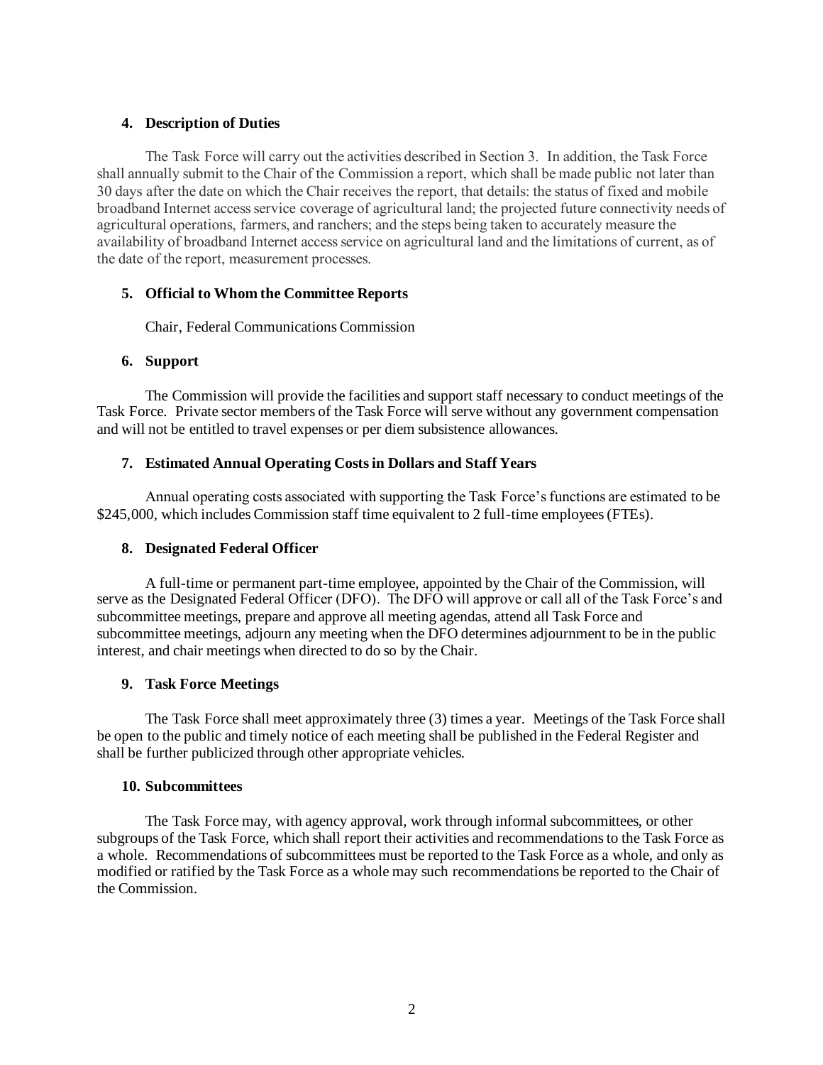### 4. Description of Duties

The Task Force will carry out the activities described in Section 3. In addition, the Task Force shall annually submit to the Chair of the Commission a report, which shall be made public not later than 30 days after the date on which the Chair receives the report, that details: the status of fixed and mobile broadband Internet access service coverage of agricultural land; the projected future connectivity needs of agricultural operations, farmers, and ranchers; and the steps being taken to accurately measure the availability of broadband Internet access service on agricultural land and the limitations of current, as of the date of the report, measurement processes.

### 5. Official to Whom the Committee Reports

Chair, Federal Communications Commission

### 6. Support

The Commission will provide the facilities and support staff necessary to conduct meetings of the Task Force. Private sector members of the Task Force will serve without any government compensation and will not be entitled to travel expenses or per diem subsistence allowances.

### 7. Estimated Annual Operating Costs in Dollars and Staff Years

Annual operating costs associated with supporting the Task Force's functions are estimated to be $245,000, which includes Commission staff time equivalent to 2 full-time employees (FTEs).

### 8. Designated Federal Officer

A full-time or permanent part-time employee, appointed by the Chair of the Commission, will serve as the Designated Federal Officer (DFO). The DFO will approve or call all of the Task Force's and subcommittee meetings, prepare and approve all meeting agendas, attend all Task Force and subcommittee meetings, adjourn any meeting when the DFO determines adjournment to be in the public interest, and chair meetings when directed to do so by the Chair.

### 9. Task Force Meetings

The Task Force shall meet approximately three (3) times a year. Meetings of the Task Force shall be open to the public and timely notice of each meeting shall be published in the Federal Register and shall be further publicized through other appropriate vehicles.

### 10. Subcommittees

The Task Force may, with agency approval, work through informal subcommittees, or other subgroups of the Task Force, which shall report their activities and recommendations to the Task Force as a whole. Recommendations of subcommittees must be reported to the Task Force as a whole, and only as modified or ratified by the Task Force as a whole may such recommendations be reported to the Chair of the Commission.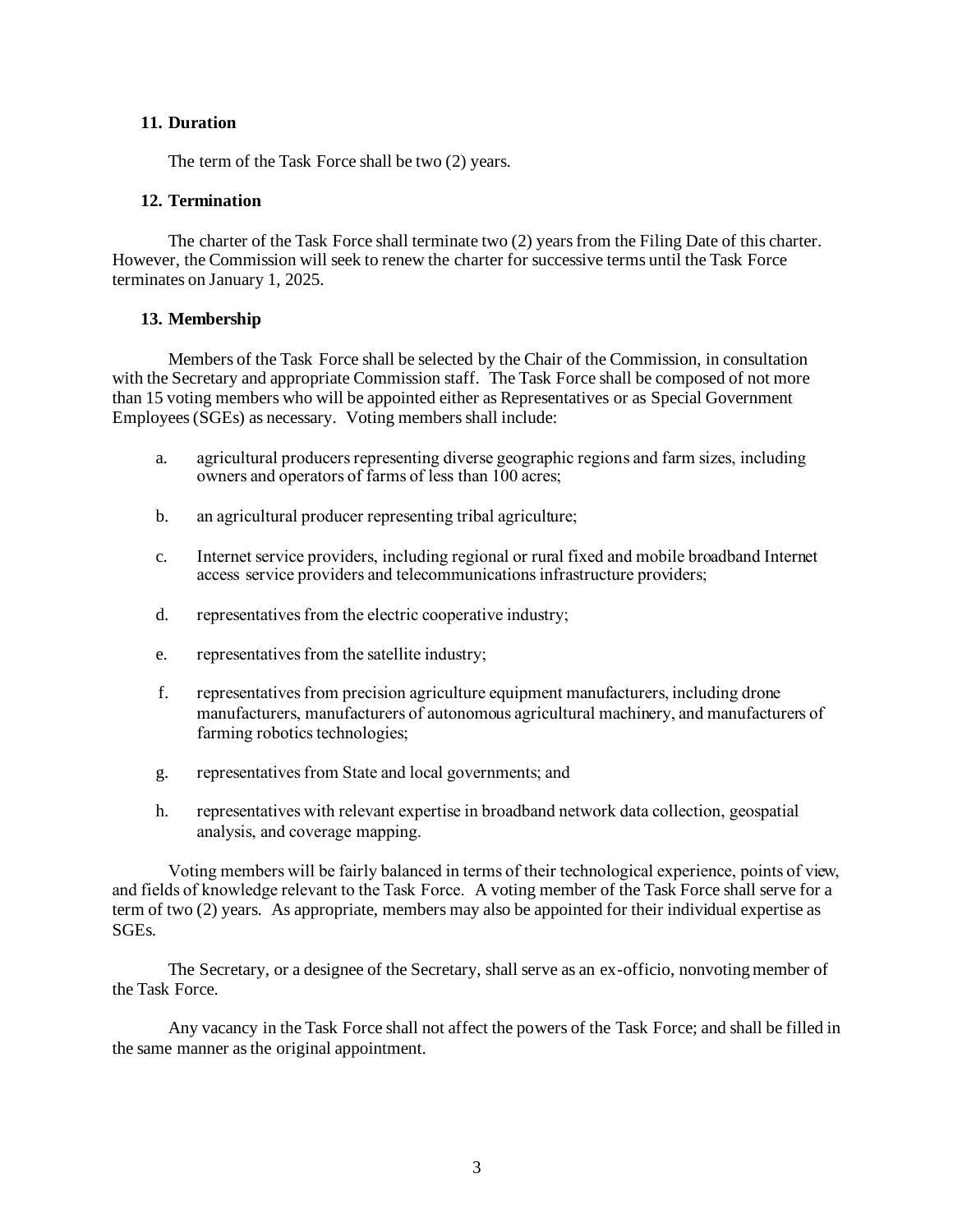### 11. Duration

The term of the Task Force shall be two (2) years.

### 12. Termination

The charter of the Task Force shall terminate two (2) years from the Filing Date of this charter. However, the Commission will seek to renew the charter for successive terms until the Task Force terminates on January 1, 2025.

### 13. Membership

Members of the Task Force shall be selected by the Chair of the Commission, in consultation with the Secretary and appropriate Commission staff. The Task Force shall be composed of not more than 15 voting members who will be appointed either as Representatives or as Special Government Employees (SGEs) as necessary. Voting members shall include:

a. agricultural producers representing diverse geographic regions and farm sizes, including owners and operators of farms of less than 100 acres;

b. an agricultural producer representing tribal agriculture;

c. Internet service providers, including regional or rural fixed and mobile broadband Internet access service providers and telecommunications infrastructure providers;

d. representatives from the electric cooperative industry;

e. representatives from the satellite industry;

f. representatives from precision agriculture equipment manufacturers, including drone manufacturers, manufacturers of autonomous agricultural machinery, and manufacturers of farming robotics technologies;

g. representatives from State and local governments; and

h. representatives with relevant expertise in broadband network data collection, geospatial analysis, and coverage mapping.

Voting members will be fairly balanced in terms of their technological experience, points of view, and fields of knowledge relevant to the Task Force. A voting member of the Task Force shall serve for a term of two (2) years. As appropriate, members may also be appointed for their individual expertise as SGEs.

The Secretary, or a designee of the Secretary, shall serve as an ex-officio, nonvoting member of the Task Force.

Any vacancy in the Task Force shall not affect the powers of the Task Force; and shall be filled in the same manner as the original appointment.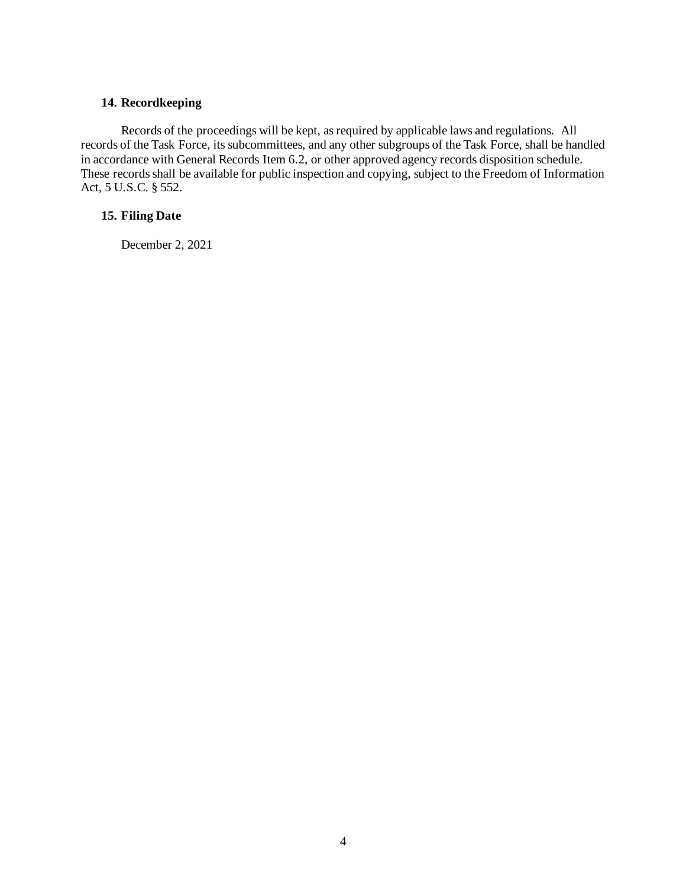### 14. Recordkeeping

Records of the proceedings will be kept, as required by applicable laws and regulations. All records of the Task Force, its subcommittees, and any other subgroups of the Task Force, shall be handled in accordance with General Records Item 6.2, or other approved agency records disposition schedule. These records shall be available for public inspection and copying, subject to the Freedom of Information Act, 5 U.S.C. § 552.

### 15. Filing Date

December 2, 2021